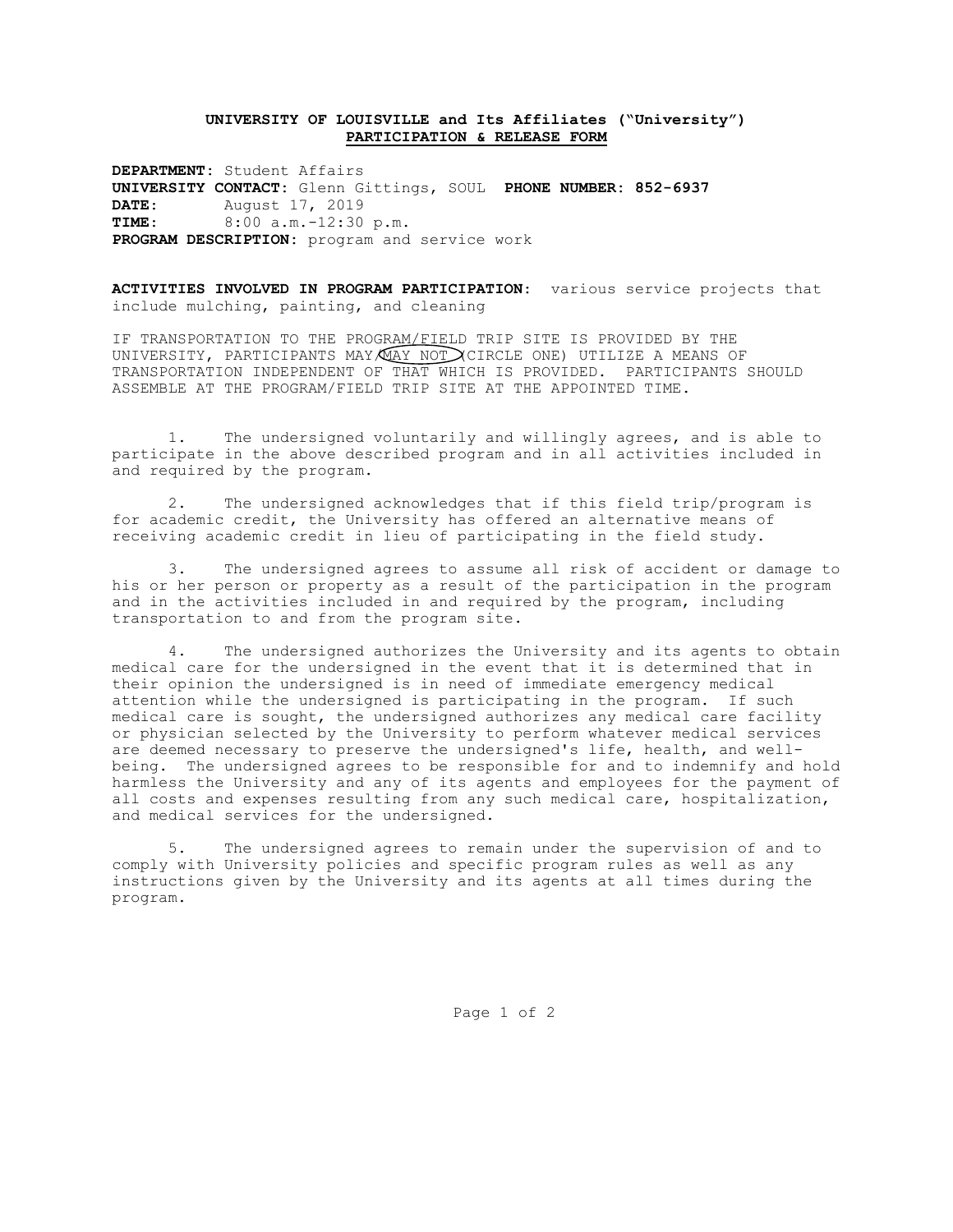**UNIVERSITY OF LOUISVILLE and Its Affiliates ("University")**
**PARTICIPATION & RELEASE FORM**

**DEPARTMENT:** Student Affairs
**UNIVERSITY CONTACT:** Glenn Gittings, SOUL **PHONE NUMBER: 852-6937**
**DATE:** August 17, 2019
**TIME:** 8:00 a.m.-12:30 p.m.
**PROGRAM DESCRIPTION:** program and service work

**ACTIVITIES INVOLVED IN PROGRAM PARTICIPATION:** various service projects that include mulching, painting, and cleaning

IF TRANSPORTATION TO THE PROGRAM/FIELD TRIP SITE IS PROVIDED BY THE UNIVERSITY, PARTICIPANTS MAY/MAY NOT (CIRCLE ONE) UTILIZE A MEANS OF TRANSPORTATION INDEPENDENT OF THAT WHICH IS PROVIDED. PARTICIPANTS SHOULD ASSEMBLE AT THE PROGRAM/FIELD TRIP SITE AT THE APPOINTED TIME.

(Circled: MAY NOT)

1. The undersigned voluntarily and willingly agrees, and is able to participate in the above described program and in all activities included in and required by the program.

2. The undersigned acknowledges that if this field trip/program is for academic credit, the University has offered an alternative means of receiving academic credit in lieu of participating in the field study.

3. The undersigned agrees to assume all risk of accident or damage to his or her person or property as a result of the participation in the program and in the activities included in and required by the program, including transportation to and from the program site.

4. The undersigned authorizes the University and its agents to obtain medical care for the undersigned in the event that it is determined that in their opinion the undersigned is in need of immediate emergency medical attention while the undersigned is participating in the program. If such medical care is sought, the undersigned authorizes any medical care facility or physician selected by the University to perform whatever medical services are deemed necessary to preserve the undersigned's life, health, and well-being. The undersigned agrees to be responsible for and to indemnify and hold harmless the University and any of its agents and employees for the payment of all costs and expenses resulting from any such medical care, hospitalization, and medical services for the undersigned.

5. The undersigned agrees to remain under the supervision of and to comply with University policies and specific program rules as well as any instructions given by the University and its agents at all times during the program.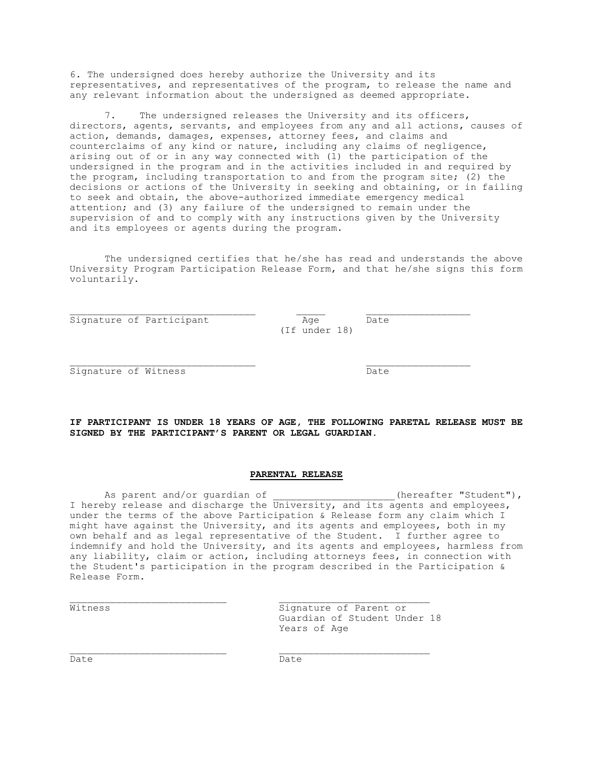6. The undersigned does hereby authorize the University and its representatives, and representatives of the program, to release the name and any relevant information about the undersigned as deemed appropriate.

7. The undersigned releases the University and its officers, directors, agents, servants, and employees from any and all actions, causes of action, demands, damages, expenses, attorney fees, and claims and counterclaims of any kind or nature, including any claims of negligence, arising out of or in any way connected with (1) the participation of the undersigned in the program and in the activities included in and required by the program, including transportation to and from the program site; (2) the decisions or actions of the University in seeking and obtaining, or in failing to seek and obtain, the above-authorized immediate emergency medical attention; and (3) any failure of the undersigned to remain under the supervision of and to comply with any instructions given by the University and its employees or agents during the program.

The undersigned certifies that he/she has read and understands the above University Program Participation Release Form, and that he/she signs this form voluntarily.

________________________________ _____ __________________
Signature of Participant Age (If under 18) Date

________________________________ __________________
Signature of Witness Date

**IF PARTICIPANT IS UNDER 18 YEARS OF AGE, THE FOLLOWING PARETAL RELEASE MUST BE SIGNED BY THE PARTICIPANT'S PARENT OR LEGAL GUARDIAN.**

**PARENTAL RELEASE**

As parent and/or guardian of _____________________(hereafter "Student"), I hereby release and discharge the University, and its agents and employees, under the terms of the above Participation & Release form any claim which I might have against the University, and its agents and employees, both in my own behalf and as legal representative of the Student. I further agree to indemnify and hold the University, and its agents and employees, harmless from any liability, claim or action, including attorneys fees, in connection with the Student's participation in the program described in the Participation & Release Form.

___________________________ ___________________________
Witness Signature of Parent or Guardian of Student Under 18 Years of Age

___________________________ ___________________________
Date Date